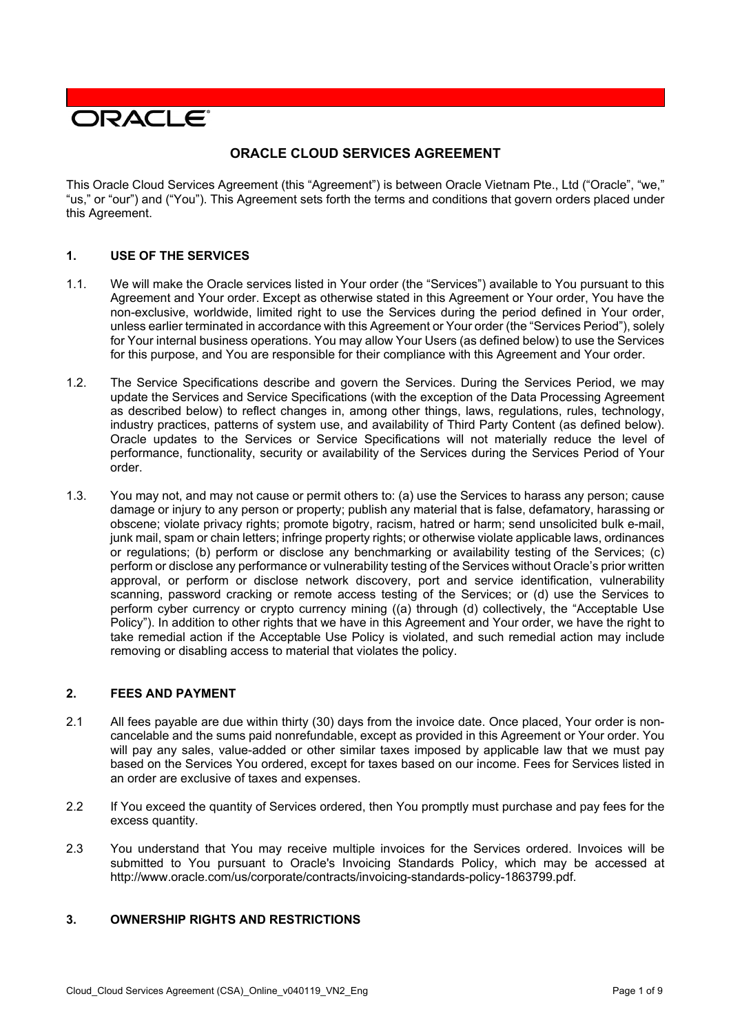ORACLE

# ORACLE CLOUD SERVICES AGREEMENT

This Oracle Cloud Services Agreement (this "Agreement") is between Oracle Vietnam Pte., Ltd ("Oracle", "we," "us," or "our") and ("You"). This Agreement sets forth the terms and conditions that govern orders placed under this Agreement.

## 1. USE OF THE SERVICES

1.1. We will make the Oracle services listed in Your order (the "Services") available to You pursuant to this Agreement and Your order. Except as otherwise stated in this Agreement or Your order, You have the non-exclusive, worldwide, limited right to use the Services during the period defined in Your order, unless earlier terminated in accordance with this Agreement or Your order (the "Services Period"), solely for Your internal business operations. You may allow Your Users (as defined below) to use the Services for this purpose, and You are responsible for their compliance with this Agreement and Your order.

1.2. The Service Specifications describe and govern the Services. During the Services Period, we may update the Services and Service Specifications (with the exception of the Data Processing Agreement as described below) to reflect changes in, among other things, laws, regulations, rules, technology, industry practices, patterns of system use, and availability of Third Party Content (as defined below). Oracle updates to the Services or Service Specifications will not materially reduce the level of performance, functionality, security or availability of the Services during the Services Period of Your order.

1.3. You may not, and may not cause or permit others to: (a) use the Services to harass any person; cause damage or injury to any person or property; publish any material that is false, defamatory, harassing or obscene; violate privacy rights; promote bigotry, racism, hatred or harm; send unsolicited bulk e-mail, junk mail, spam or chain letters; infringe property rights; or otherwise violate applicable laws, ordinances or regulations; (b) perform or disclose any benchmarking or availability testing of the Services; (c) perform or disclose any performance or vulnerability testing of the Services without Oracle's prior written approval, or perform or disclose network discovery, port and service identification, vulnerability scanning, password cracking or remote access testing of the Services; or (d) use the Services to perform cyber currency or crypto currency mining ((a) through (d) collectively, the "Acceptable Use Policy"). In addition to other rights that we have in this Agreement and Your order, we have the right to take remedial action if the Acceptable Use Policy is violated, and such remedial action may include removing or disabling access to material that violates the policy.

## 2. FEES AND PAYMENT

2.1 All fees payable are due within thirty (30) days from the invoice date. Once placed, Your order is non-cancelable and the sums paid nonrefundable, except as provided in this Agreement or Your order. You will pay any sales, value-added or other similar taxes imposed by applicable law that we must pay based on the Services You ordered, except for taxes based on our income. Fees for Services listed in an order are exclusive of taxes and expenses.

2.2 If You exceed the quantity of Services ordered, then You promptly must purchase and pay fees for the excess quantity.

2.3 You understand that You may receive multiple invoices for the Services ordered. Invoices will be submitted to You pursuant to Oracle's Invoicing Standards Policy, which may be accessed at http://www.oracle.com/us/corporate/contracts/invoicing-standards-policy-1863799.pdf.

## 3. OWNERSHIP RIGHTS AND RESTRICTIONS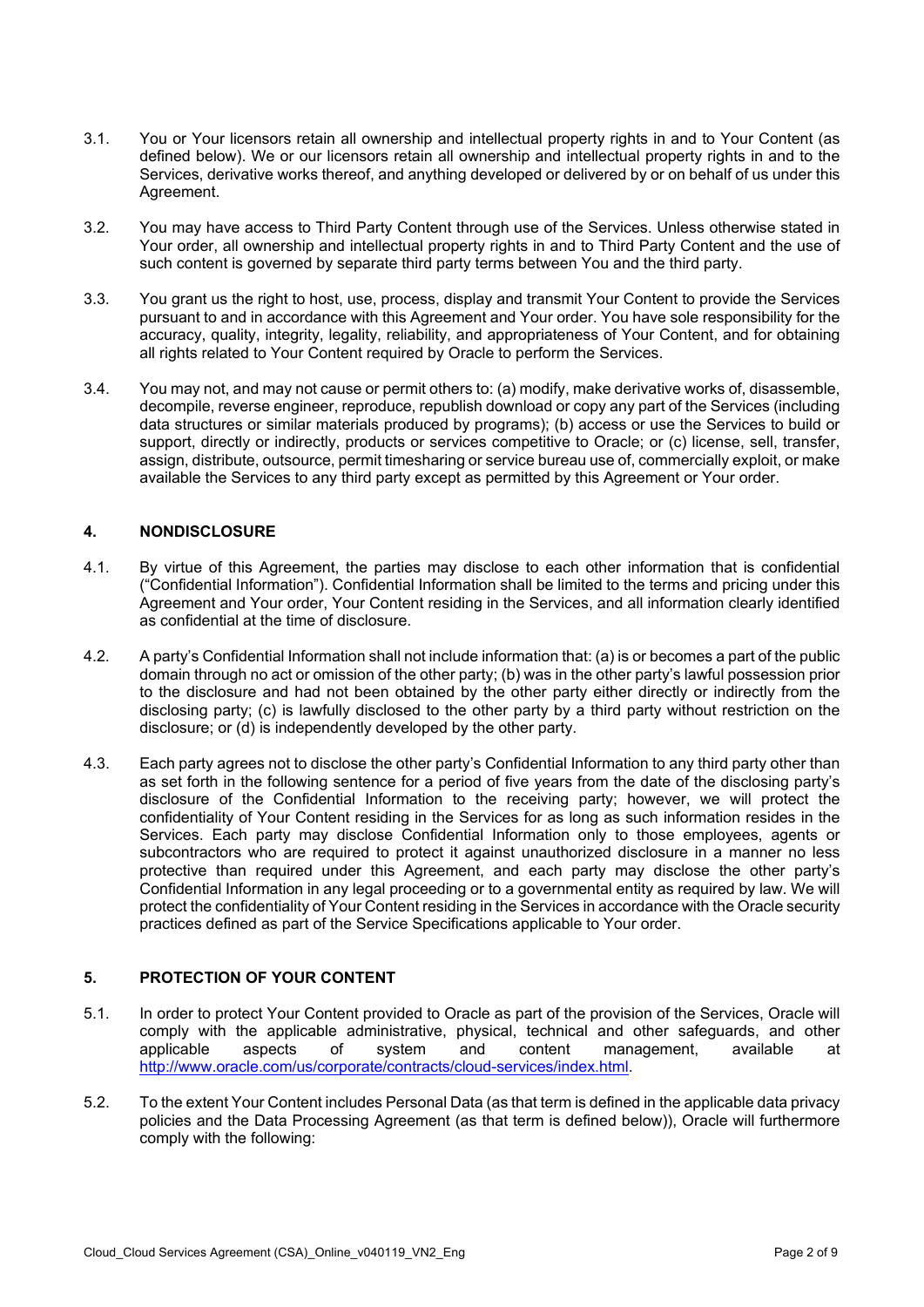3.1. You or Your licensors retain all ownership and intellectual property rights in and to Your Content (as defined below). We or our licensors retain all ownership and intellectual property rights in and to the Services, derivative works thereof, and anything developed or delivered by or on behalf of us under this Agreement.

3.2. You may have access to Third Party Content through use of the Services. Unless otherwise stated in Your order, all ownership and intellectual property rights in and to Third Party Content and the use of such content is governed by separate third party terms between You and the third party.

3.3. You grant us the right to host, use, process, display and transmit Your Content to provide the Services pursuant to and in accordance with this Agreement and Your order. You have sole responsibility for the accuracy, quality, integrity, legality, reliability, and appropriateness of Your Content, and for obtaining all rights related to Your Content required by Oracle to perform the Services.

3.4. You may not, and may not cause or permit others to: (a) modify, make derivative works of, disassemble, decompile, reverse engineer, reproduce, republish download or copy any part of the Services (including data structures or similar materials produced by programs); (b) access or use the Services to build or support, directly or indirectly, products or services competitive to Oracle; or (c) license, sell, transfer, assign, distribute, outsource, permit timesharing or service bureau use of, commercially exploit, or make available the Services to any third party except as permitted by this Agreement or Your order.

## 4. NONDISCLOSURE

4.1. By virtue of this Agreement, the parties may disclose to each other information that is confidential ("Confidential Information"). Confidential Information shall be limited to the terms and pricing under this Agreement and Your order, Your Content residing in the Services, and all information clearly identified as confidential at the time of disclosure.

4.2. A party's Confidential Information shall not include information that: (a) is or becomes a part of the public domain through no act or omission of the other party; (b) was in the other party's lawful possession prior to the disclosure and had not been obtained by the other party either directly or indirectly from the disclosing party; (c) is lawfully disclosed to the other party by a third party without restriction on the disclosure; or (d) is independently developed by the other party.

4.3. Each party agrees not to disclose the other party's Confidential Information to any third party other than as set forth in the following sentence for a period of five years from the date of the disclosing party's disclosure of the Confidential Information to the receiving party; however, we will protect the confidentiality of Your Content residing in the Services for as long as such information resides in the Services. Each party may disclose Confidential Information only to those employees, agents or subcontractors who are required to protect it against unauthorized disclosure in a manner no less protective than required under this Agreement, and each party may disclose the other party's Confidential Information in any legal proceeding or to a governmental entity as required by law. We will protect the confidentiality of Your Content residing in the Services in accordance with the Oracle security practices defined as part of the Service Specifications applicable to Your order.

## 5. PROTECTION OF YOUR CONTENT

5.1. In order to protect Your Content provided to Oracle as part of the provision of the Services, Oracle will comply with the applicable administrative, physical, technical and other safeguards, and other applicable aspects of system and content management, available at http://www.oracle.com/us/corporate/contracts/cloud-services/index.html.

5.2. To the extent Your Content includes Personal Data (as that term is defined in the applicable data privacy policies and the Data Processing Agreement (as that term is defined below)), Oracle will furthermore comply with the following: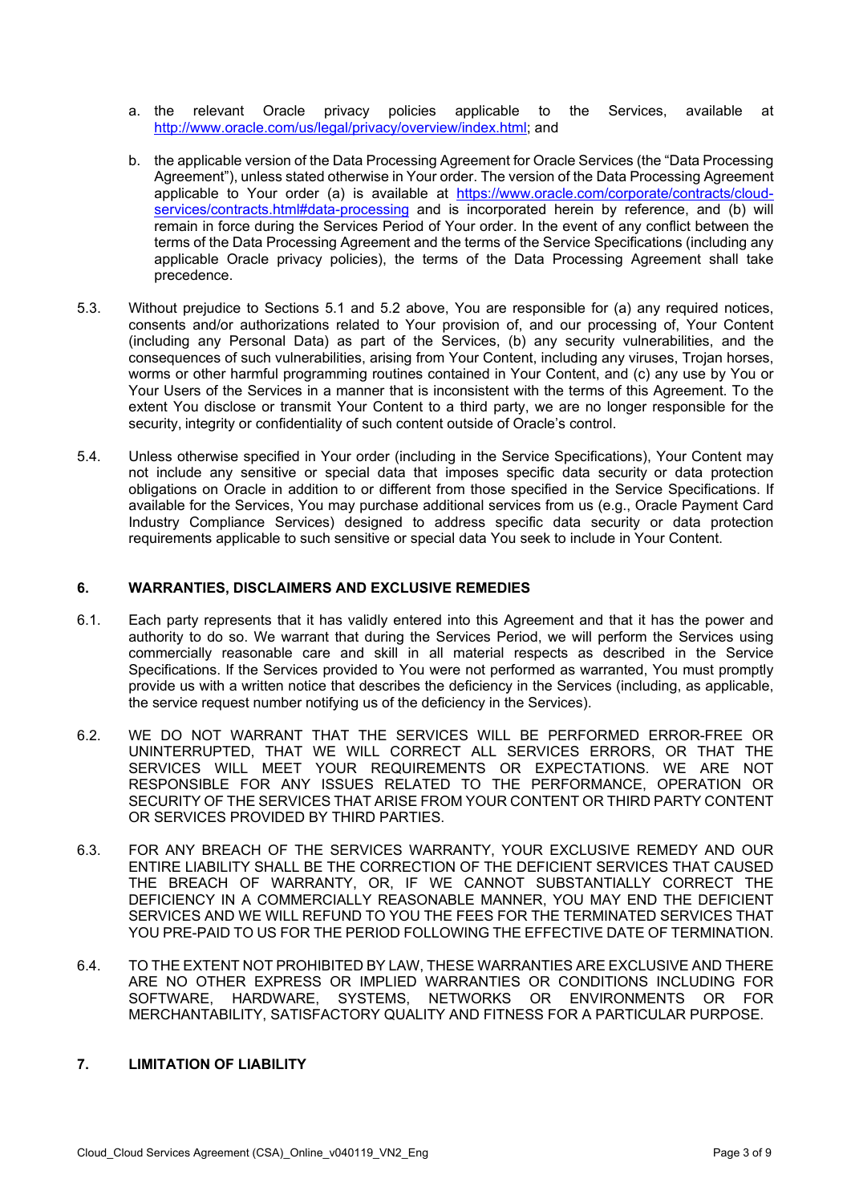a. the relevant Oracle privacy policies applicable to the Services, available at http://www.oracle.com/us/legal/privacy/overview/index.html; and

b. the applicable version of the Data Processing Agreement for Oracle Services (the "Data Processing Agreement"), unless stated otherwise in Your order. The version of the Data Processing Agreement applicable to Your order (a) is available at https://www.oracle.com/corporate/contracts/cloud-services/contracts.html#data-processing and is incorporated herein by reference, and (b) will remain in force during the Services Period of Your order. In the event of any conflict between the terms of the Data Processing Agreement and the terms of the Service Specifications (including any applicable Oracle privacy policies), the terms of the Data Processing Agreement shall take precedence.

5.3. Without prejudice to Sections 5.1 and 5.2 above, You are responsible for (a) any required notices, consents and/or authorizations related to Your provision of, and our processing of, Your Content (including any Personal Data) as part of the Services, (b) any security vulnerabilities, and the consequences of such vulnerabilities, arising from Your Content, including any viruses, Trojan horses, worms or other harmful programming routines contained in Your Content, and (c) any use by You or Your Users of the Services in a manner that is inconsistent with the terms of this Agreement. To the extent You disclose or transmit Your Content to a third party, we are no longer responsible for the security, integrity or confidentiality of such content outside of Oracle's control.

5.4. Unless otherwise specified in Your order (including in the Service Specifications), Your Content may not include any sensitive or special data that imposes specific data security or data protection obligations on Oracle in addition to or different from those specified in the Service Specifications. If available for the Services, You may purchase additional services from us (e.g., Oracle Payment Card Industry Compliance Services) designed to address specific data security or data protection requirements applicable to such sensitive or special data You seek to include in Your Content.

## 6. WARRANTIES, DISCLAIMERS AND EXCLUSIVE REMEDIES

6.1. Each party represents that it has validly entered into this Agreement and that it has the power and authority to do so. We warrant that during the Services Period, we will perform the Services using commercially reasonable care and skill in all material respects as described in the Service Specifications. If the Services provided to You were not performed as warranted, You must promptly provide us with a written notice that describes the deficiency in the Services (including, as applicable, the service request number notifying us of the deficiency in the Services).

6.2. WE DO NOT WARRANT THAT THE SERVICES WILL BE PERFORMED ERROR-FREE OR UNINTERRUPTED, THAT WE WILL CORRECT ALL SERVICES ERRORS, OR THAT THE SERVICES WILL MEET YOUR REQUIREMENTS OR EXPECTATIONS. WE ARE NOT RESPONSIBLE FOR ANY ISSUES RELATED TO THE PERFORMANCE, OPERATION OR SECURITY OF THE SERVICES THAT ARISE FROM YOUR CONTENT OR THIRD PARTY CONTENT OR SERVICES PROVIDED BY THIRD PARTIES.

6.3. FOR ANY BREACH OF THE SERVICES WARRANTY, YOUR EXCLUSIVE REMEDY AND OUR ENTIRE LIABILITY SHALL BE THE CORRECTION OF THE DEFICIENT SERVICES THAT CAUSED THE BREACH OF WARRANTY, OR, IF WE CANNOT SUBSTANTIALLY CORRECT THE DEFICIENCY IN A COMMERCIALLY REASONABLE MANNER, YOU MAY END THE DEFICIENT SERVICES AND WE WILL REFUND TO YOU THE FEES FOR THE TERMINATED SERVICES THAT YOU PRE-PAID TO US FOR THE PERIOD FOLLOWING THE EFFECTIVE DATE OF TERMINATION.

6.4. TO THE EXTENT NOT PROHIBITED BY LAW, THESE WARRANTIES ARE EXCLUSIVE AND THERE ARE NO OTHER EXPRESS OR IMPLIED WARRANTIES OR CONDITIONS INCLUDING FOR SOFTWARE, HARDWARE, SYSTEMS, NETWORKS OR ENVIRONMENTS OR FOR MERCHANTABILITY, SATISFACTORY QUALITY AND FITNESS FOR A PARTICULAR PURPOSE.

## 7. LIMITATION OF LIABILITY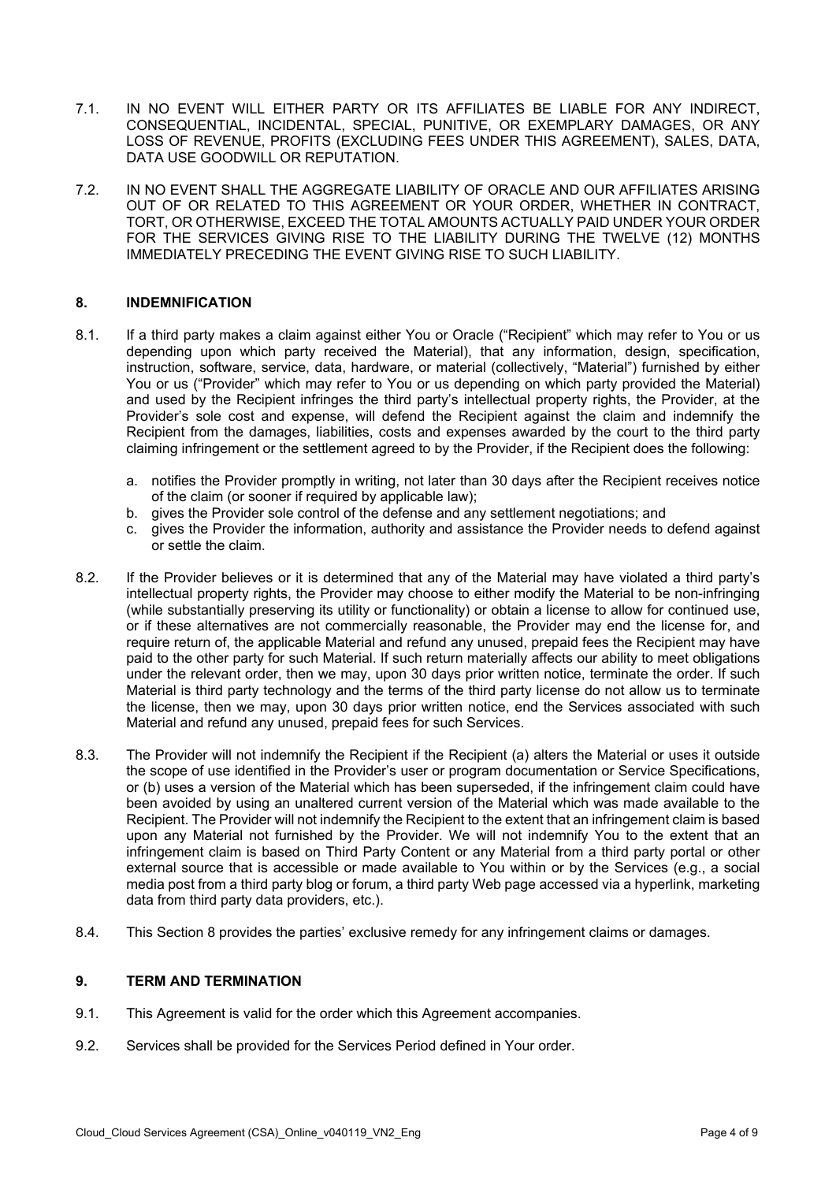7.1. IN NO EVENT WILL EITHER PARTY OR ITS AFFILIATES BE LIABLE FOR ANY INDIRECT, CONSEQUENTIAL, INCIDENTAL, SPECIAL, PUNITIVE, OR EXEMPLARY DAMAGES, OR ANY LOSS OF REVENUE, PROFITS (EXCLUDING FEES UNDER THIS AGREEMENT), SALES, DATA, DATA USE GOODWILL OR REPUTATION.

7.2. IN NO EVENT SHALL THE AGGREGATE LIABILITY OF ORACLE AND OUR AFFILIATES ARISING OUT OF OR RELATED TO THIS AGREEMENT OR YOUR ORDER, WHETHER IN CONTRACT, TORT, OR OTHERWISE, EXCEED THE TOTAL AMOUNTS ACTUALLY PAID UNDER YOUR ORDER FOR THE SERVICES GIVING RISE TO THE LIABILITY DURING THE TWELVE (12) MONTHS IMMEDIATELY PRECEDING THE EVENT GIVING RISE TO SUCH LIABILITY.

## 8. INDEMNIFICATION

8.1. If a third party makes a claim against either You or Oracle ("Recipient" which may refer to You or us depending upon which party received the Material), that any information, design, specification, instruction, software, service, data, hardware, or material (collectively, "Material") furnished by either You or us ("Provider" which may refer to You or us depending on which party provided the Material) and used by the Recipient infringes the third party's intellectual property rights, the Provider, at the Provider's sole cost and expense, will defend the Recipient against the claim and indemnify the Recipient from the damages, liabilities, costs and expenses awarded by the court to the third party claiming infringement or the settlement agreed to by the Provider, if the Recipient does the following:

a. notifies the Provider promptly in writing, not later than 30 days after the Recipient receives notice of the claim (or sooner if required by applicable law);
b. gives the Provider sole control of the defense and any settlement negotiations; and
c. gives the Provider the information, authority and assistance the Provider needs to defend against or settle the claim.

8.2. If the Provider believes or it is determined that any of the Material may have violated a third party's intellectual property rights, the Provider may choose to either modify the Material to be non-infringing (while substantially preserving its utility or functionality) or obtain a license to allow for continued use, or if these alternatives are not commercially reasonable, the Provider may end the license for, and require return of, the applicable Material and refund any unused, prepaid fees the Recipient may have paid to the other party for such Material. If such return materially affects our ability to meet obligations under the relevant order, then we may, upon 30 days prior written notice, terminate the order. If such Material is third party technology and the terms of the third party license do not allow us to terminate the license, then we may, upon 30 days prior written notice, end the Services associated with such Material and refund any unused, prepaid fees for such Services.

8.3. The Provider will not indemnify the Recipient if the Recipient (a) alters the Material or uses it outside the scope of use identified in the Provider's user or program documentation or Service Specifications, or (b) uses a version of the Material which has been superseded, if the infringement claim could have been avoided by using an unaltered current version of the Material which was made available to the Recipient. The Provider will not indemnify the Recipient to the extent that an infringement claim is based upon any Material not furnished by the Provider. We will not indemnify You to the extent that an infringement claim is based on Third Party Content or any Material from a third party portal or other external source that is accessible or made available to You within or by the Services (e.g., a social media post from a third party blog or forum, a third party Web page accessed via a hyperlink, marketing data from third party data providers, etc.).

8.4. This Section 8 provides the parties' exclusive remedy for any infringement claims or damages.

## 9. TERM AND TERMINATION

9.1. This Agreement is valid for the order which this Agreement accompanies.

9.2. Services shall be provided for the Services Period defined in Your order.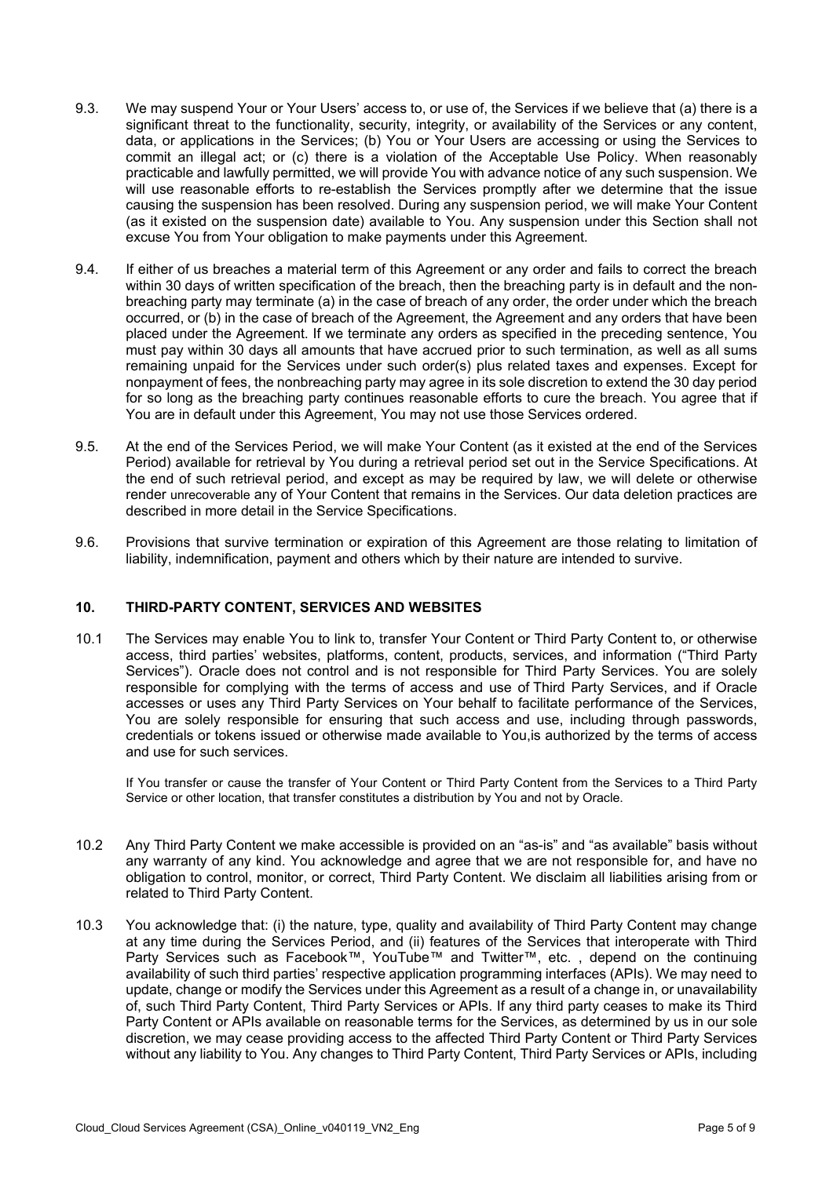9.3. We may suspend Your or Your Users' access to, or use of, the Services if we believe that (a) there is a significant threat to the functionality, security, integrity, or availability of the Services or any content, data, or applications in the Services; (b) You or Your Users are accessing or using the Services to commit an illegal act; or (c) there is a violation of the Acceptable Use Policy. When reasonably practicable and lawfully permitted, we will provide You with advance notice of any such suspension. We will use reasonable efforts to re-establish the Services promptly after we determine that the issue causing the suspension has been resolved. During any suspension period, we will make Your Content (as it existed on the suspension date) available to You. Any suspension under this Section shall not excuse You from Your obligation to make payments under this Agreement.

9.4. If either of us breaches a material term of this Agreement or any order and fails to correct the breach within 30 days of written specification of the breach, then the breaching party is in default and the non-breaching party may terminate (a) in the case of breach of any order, the order under which the breach occurred, or (b) in the case of breach of the Agreement, the Agreement and any orders that have been placed under the Agreement. If we terminate any orders as specified in the preceding sentence, You must pay within 30 days all amounts that have accrued prior to such termination, as well as all sums remaining unpaid for the Services under such order(s) plus related taxes and expenses. Except for nonpayment of fees, the nonbreaching party may agree in its sole discretion to extend the 30 day period for so long as the breaching party continues reasonable efforts to cure the breach. You agree that if You are in default under this Agreement, You may not use those Services ordered.

9.5. At the end of the Services Period, we will make Your Content (as it existed at the end of the Services Period) available for retrieval by You during a retrieval period set out in the Service Specifications. At the end of such retrieval period, and except as may be required by law, we will delete or otherwise render unrecoverable any of Your Content that remains in the Services. Our data deletion practices are described in more detail in the Service Specifications.

9.6. Provisions that survive termination or expiration of this Agreement are those relating to limitation of liability, indemnification, payment and others which by their nature are intended to survive.

## 10. THIRD-PARTY CONTENT, SERVICES AND WEBSITES

10.1 The Services may enable You to link to, transfer Your Content or Third Party Content to, or otherwise access, third parties' websites, platforms, content, products, services, and information ("Third Party Services"). Oracle does not control and is not responsible for Third Party Services. You are solely responsible for complying with the terms of access and use of Third Party Services, and if Oracle accesses or uses any Third Party Services on Your behalf to facilitate performance of the Services, You are solely responsible for ensuring that such access and use, including through passwords, credentials or tokens issued or otherwise made available to You,is authorized by the terms of access and use for such services.

If You transfer or cause the transfer of Your Content or Third Party Content from the Services to a Third Party Service or other location, that transfer constitutes a distribution by You and not by Oracle.

10.2 Any Third Party Content we make accessible is provided on an "as-is" and "as available" basis without any warranty of any kind. You acknowledge and agree that we are not responsible for, and have no obligation to control, monitor, or correct, Third Party Content. We disclaim all liabilities arising from or related to Third Party Content.

10.3 You acknowledge that: (i) the nature, type, quality and availability of Third Party Content may change at any time during the Services Period, and (ii) features of the Services that interoperate with Third Party Services such as Facebook™, YouTube™ and Twitter™, etc. , depend on the continuing availability of such third parties' respective application programming interfaces (APIs). We may need to update, change or modify the Services under this Agreement as a result of a change in, or unavailability of, such Third Party Content, Third Party Services or APIs. If any third party ceases to make its Third Party Content or APIs available on reasonable terms for the Services, as determined by us in our sole discretion, we may cease providing access to the affected Third Party Content or Third Party Services without any liability to You. Any changes to Third Party Content, Third Party Services or APIs, including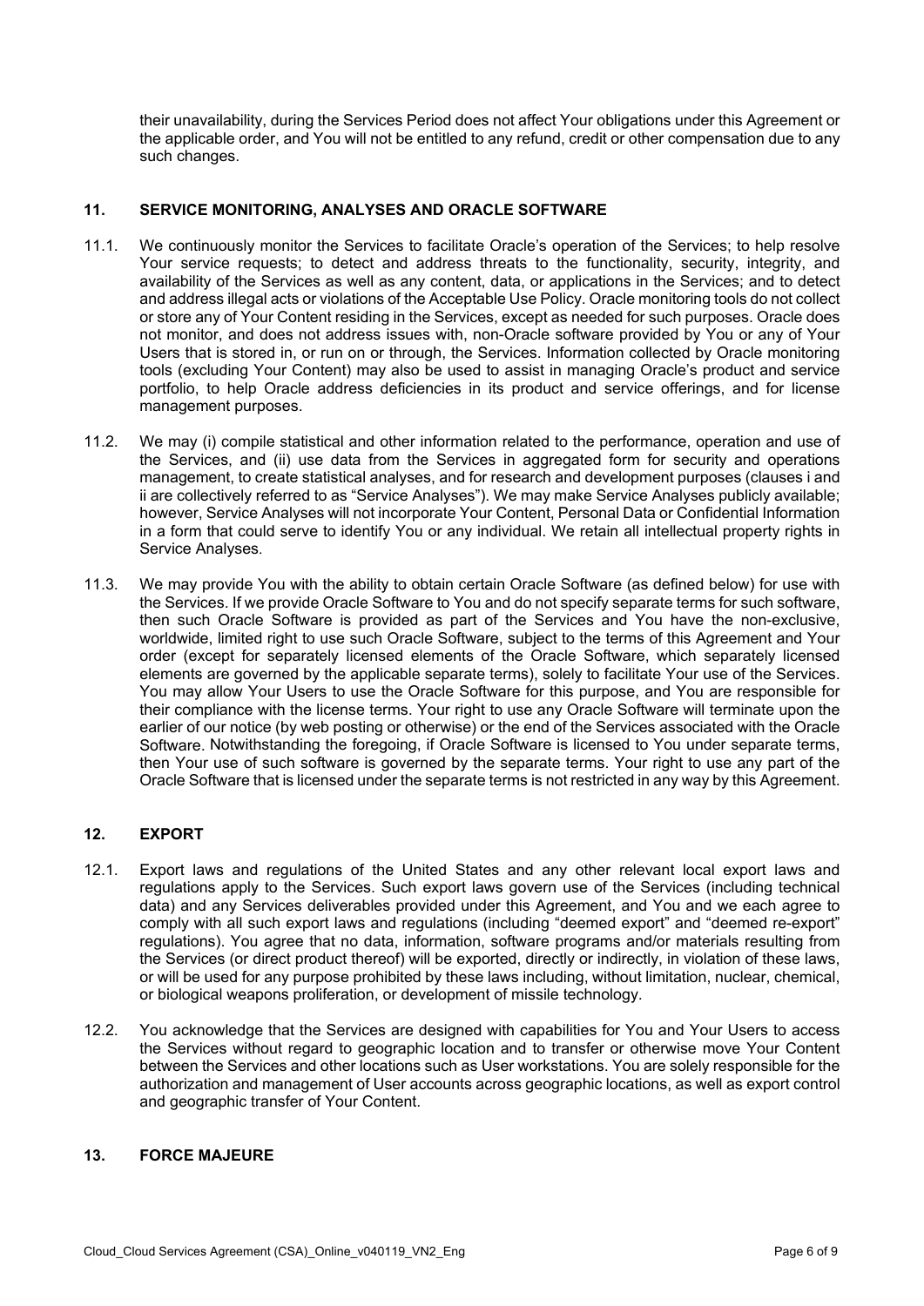their unavailability, during the Services Period does not affect Your obligations under this Agreement or the applicable order, and You will not be entitled to any refund, credit or other compensation due to any such changes.

## 11. SERVICE MONITORING, ANALYSES AND ORACLE SOFTWARE

11.1. We continuously monitor the Services to facilitate Oracle's operation of the Services; to help resolve Your service requests; to detect and address threats to the functionality, security, integrity, and availability of the Services as well as any content, data, or applications in the Services; and to detect and address illegal acts or violations of the Acceptable Use Policy. Oracle monitoring tools do not collect or store any of Your Content residing in the Services, except as needed for such purposes. Oracle does not monitor, and does not address issues with, non-Oracle software provided by You or any of Your Users that is stored in, or run on or through, the Services. Information collected by Oracle monitoring tools (excluding Your Content) may also be used to assist in managing Oracle's product and service portfolio, to help Oracle address deficiencies in its product and service offerings, and for license management purposes.

11.2. We may (i) compile statistical and other information related to the performance, operation and use of the Services, and (ii) use data from the Services in aggregated form for security and operations management, to create statistical analyses, and for research and development purposes (clauses i and ii are collectively referred to as "Service Analyses"). We may make Service Analyses publicly available; however, Service Analyses will not incorporate Your Content, Personal Data or Confidential Information in a form that could serve to identify You or any individual. We retain all intellectual property rights in Service Analyses.

11.3. We may provide You with the ability to obtain certain Oracle Software (as defined below) for use with the Services. If we provide Oracle Software to You and do not specify separate terms for such software, then such Oracle Software is provided as part of the Services and You have the non-exclusive, worldwide, limited right to use such Oracle Software, subject to the terms of this Agreement and Your order (except for separately licensed elements of the Oracle Software, which separately licensed elements are governed by the applicable separate terms), solely to facilitate Your use of the Services. You may allow Your Users to use the Oracle Software for this purpose, and You are responsible for their compliance with the license terms. Your right to use any Oracle Software will terminate upon the earlier of our notice (by web posting or otherwise) or the end of the Services associated with the Oracle Software. Notwithstanding the foregoing, if Oracle Software is licensed to You under separate terms, then Your use of such software is governed by the separate terms. Your right to use any part of the Oracle Software that is licensed under the separate terms is not restricted in any way by this Agreement.

## 12. EXPORT

12.1. Export laws and regulations of the United States and any other relevant local export laws and regulations apply to the Services. Such export laws govern use of the Services (including technical data) and any Services deliverables provided under this Agreement, and You and we each agree to comply with all such export laws and regulations (including "deemed export" and "deemed re-export" regulations). You agree that no data, information, software programs and/or materials resulting from the Services (or direct product thereof) will be exported, directly or indirectly, in violation of these laws, or will be used for any purpose prohibited by these laws including, without limitation, nuclear, chemical, or biological weapons proliferation, or development of missile technology.

12.2. You acknowledge that the Services are designed with capabilities for You and Your Users to access the Services without regard to geographic location and to transfer or otherwise move Your Content between the Services and other locations such as User workstations. You are solely responsible for the authorization and management of User accounts across geographic locations, as well as export control and geographic transfer of Your Content.

## 13. FORCE MAJEURE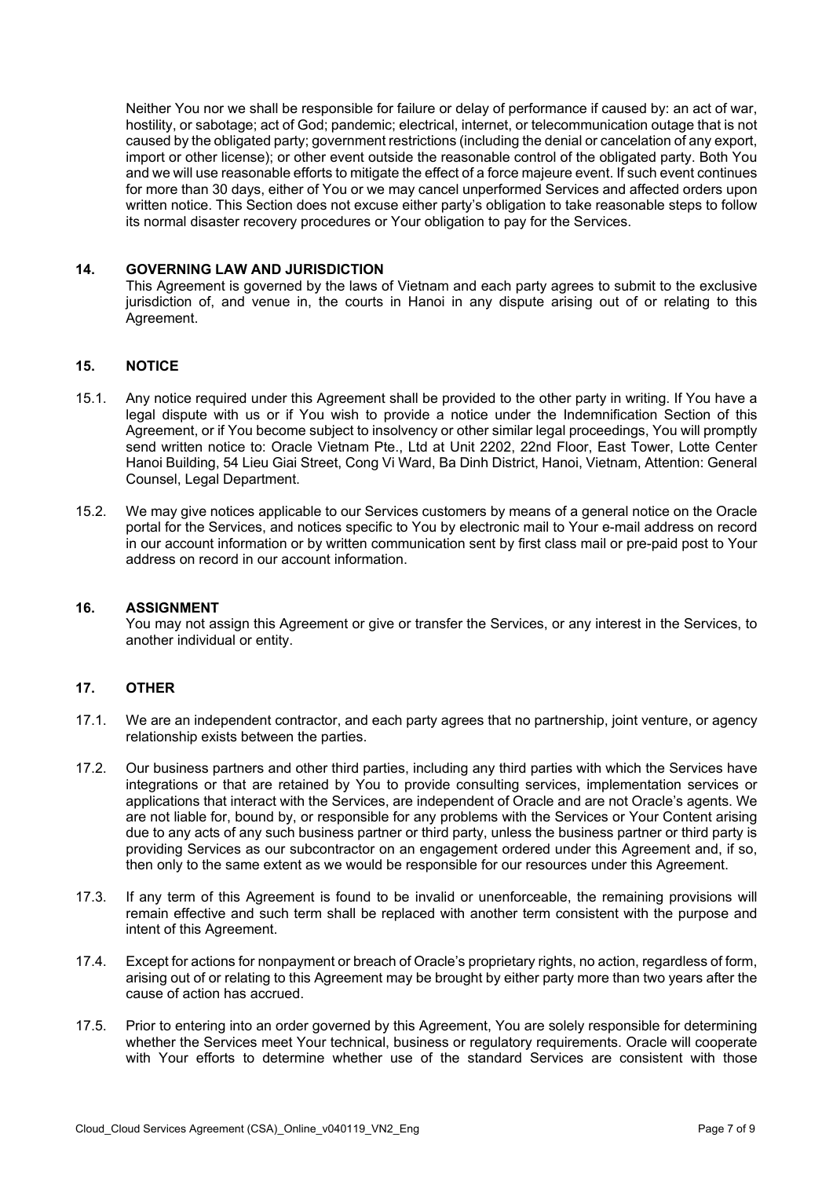Neither You nor we shall be responsible for failure or delay of performance if caused by: an act of war, hostility, or sabotage; act of God; pandemic; electrical, internet, or telecommunication outage that is not caused by the obligated party; government restrictions (including the denial or cancelation of any export, import or other license); or other event outside the reasonable control of the obligated party. Both You and we will use reasonable efforts to mitigate the effect of a force majeure event. If such event continues for more than 30 days, either of You or we may cancel unperformed Services and affected orders upon written notice. This Section does not excuse either party's obligation to take reasonable steps to follow its normal disaster recovery procedures or Your obligation to pay for the Services.

## 14. GOVERNING LAW AND JURISDICTION

This Agreement is governed by the laws of Vietnam and each party agrees to submit to the exclusive jurisdiction of, and venue in, the courts in Hanoi in any dispute arising out of or relating to this Agreement.

## 15. NOTICE

15.1. Any notice required under this Agreement shall be provided to the other party in writing. If You have a legal dispute with us or if You wish to provide a notice under the Indemnification Section of this Agreement, or if You become subject to insolvency or other similar legal proceedings, You will promptly send written notice to: Oracle Vietnam Pte., Ltd at Unit 2202, 22nd Floor, East Tower, Lotte Center Hanoi Building, 54 Lieu Giai Street, Cong Vi Ward, Ba Dinh District, Hanoi, Vietnam, Attention: General Counsel, Legal Department.

15.2. We may give notices applicable to our Services customers by means of a general notice on the Oracle portal for the Services, and notices specific to You by electronic mail to Your e-mail address on record in our account information or by written communication sent by first class mail or pre-paid post to Your address on record in our account information.

## 16. ASSIGNMENT

You may not assign this Agreement or give or transfer the Services, or any interest in the Services, to another individual or entity.

## 17. OTHER

17.1. We are an independent contractor, and each party agrees that no partnership, joint venture, or agency relationship exists between the parties.

17.2. Our business partners and other third parties, including any third parties with which the Services have integrations or that are retained by You to provide consulting services, implementation services or applications that interact with the Services, are independent of Oracle and are not Oracle's agents. We are not liable for, bound by, or responsible for any problems with the Services or Your Content arising due to any acts of any such business partner or third party, unless the business partner or third party is providing Services as our subcontractor on an engagement ordered under this Agreement and, if so, then only to the same extent as we would be responsible for our resources under this Agreement.

17.3. If any term of this Agreement is found to be invalid or unenforceable, the remaining provisions will remain effective and such term shall be replaced with another term consistent with the purpose and intent of this Agreement.

17.4. Except for actions for nonpayment or breach of Oracle's proprietary rights, no action, regardless of form, arising out of or relating to this Agreement may be brought by either party more than two years after the cause of action has accrued.

17.5. Prior to entering into an order governed by this Agreement, You are solely responsible for determining whether the Services meet Your technical, business or regulatory requirements. Oracle will cooperate with Your efforts to determine whether use of the standard Services are consistent with those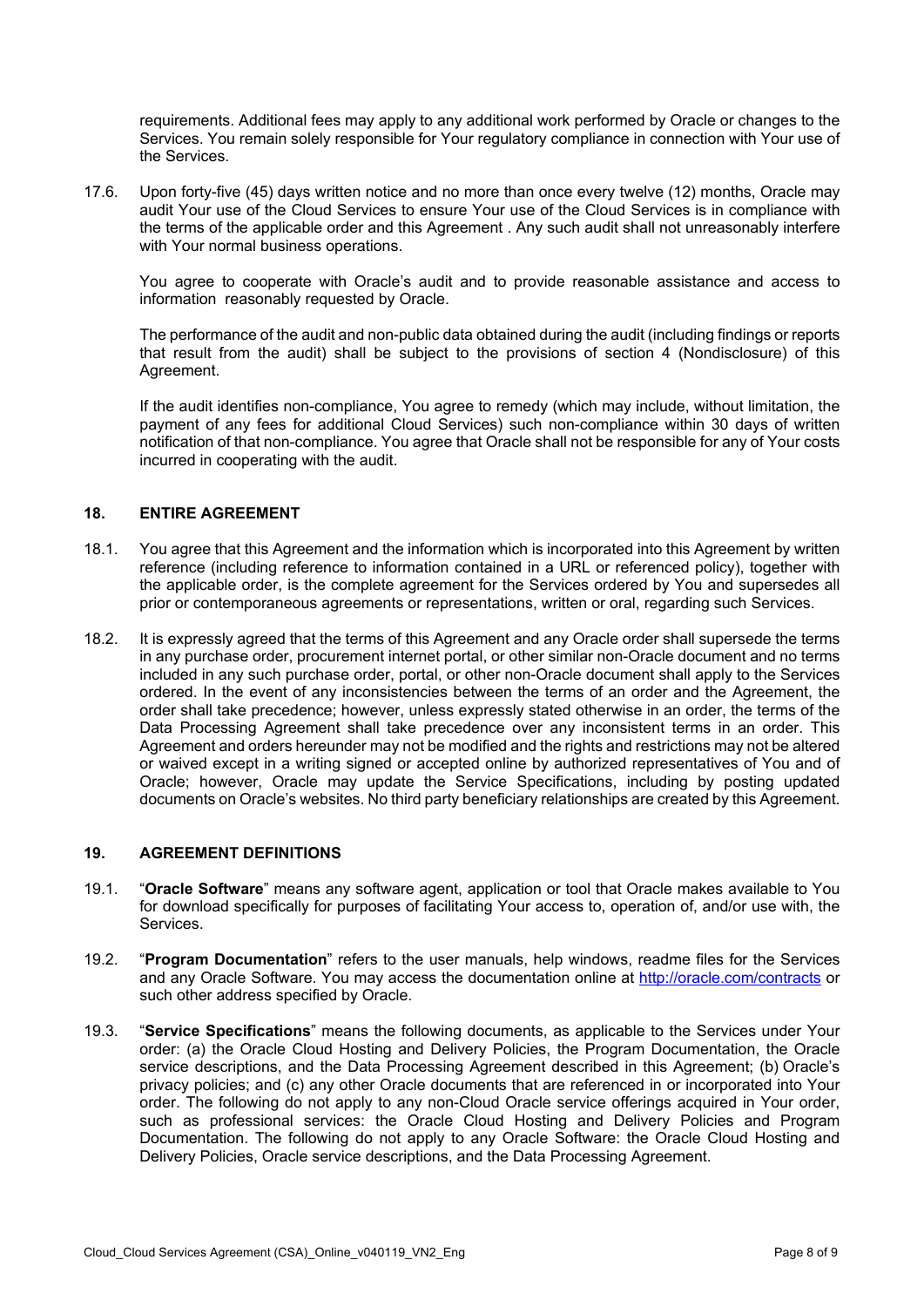requirements. Additional fees may apply to any additional work performed by Oracle or changes to the Services. You remain solely responsible for Your regulatory compliance in connection with Your use of the Services.

17.6. Upon forty-five (45) days written notice and no more than once every twelve (12) months, Oracle may audit Your use of the Cloud Services to ensure Your use of the Cloud Services is in compliance with the terms of the applicable order and this Agreement . Any such audit shall not unreasonably interfere with Your normal business operations.

You agree to cooperate with Oracle's audit and to provide reasonable assistance and access to information reasonably requested by Oracle.

The performance of the audit and non-public data obtained during the audit (including findings or reports that result from the audit) shall be subject to the provisions of section 4 (Nondisclosure) of this Agreement.

If the audit identifies non-compliance, You agree to remedy (which may include, without limitation, the payment of any fees for additional Cloud Services) such non-compliance within 30 days of written notification of that non-compliance. You agree that Oracle shall not be responsible for any of Your costs incurred in cooperating with the audit.

## 18. ENTIRE AGREEMENT

18.1. You agree that this Agreement and the information which is incorporated into this Agreement by written reference (including reference to information contained in a URL or referenced policy), together with the applicable order, is the complete agreement for the Services ordered by You and supersedes all prior or contemporaneous agreements or representations, written or oral, regarding such Services.

18.2. It is expressly agreed that the terms of this Agreement and any Oracle order shall supersede the terms in any purchase order, procurement internet portal, or other similar non-Oracle document and no terms included in any such purchase order, portal, or other non-Oracle document shall apply to the Services ordered. In the event of any inconsistencies between the terms of an order and the Agreement, the order shall take precedence; however, unless expressly stated otherwise in an order, the terms of the Data Processing Agreement shall take precedence over any inconsistent terms in an order. This Agreement and orders hereunder may not be modified and the rights and restrictions may not be altered or waived except in a writing signed or accepted online by authorized representatives of You and of Oracle; however, Oracle may update the Service Specifications, including by posting updated documents on Oracle's websites. No third party beneficiary relationships are created by this Agreement.

## 19. AGREEMENT DEFINITIONS

19.1. "**Oracle Software**" means any software agent, application or tool that Oracle makes available to You for download specifically for purposes of facilitating Your access to, operation of, and/or use with, the Services.

19.2. "**Program Documentation**" refers to the user manuals, help windows, readme files for the Services and any Oracle Software. You may access the documentation online at http://oracle.com/contracts or such other address specified by Oracle.

19.3. "**Service Specifications**" means the following documents, as applicable to the Services under Your order: (a) the Oracle Cloud Hosting and Delivery Policies, the Program Documentation, the Oracle service descriptions, and the Data Processing Agreement described in this Agreement; (b) Oracle's privacy policies; and (c) any other Oracle documents that are referenced in or incorporated into Your order. The following do not apply to any non-Cloud Oracle service offerings acquired in Your order, such as professional services: the Oracle Cloud Hosting and Delivery Policies and Program Documentation. The following do not apply to any Oracle Software: the Oracle Cloud Hosting and Delivery Policies, Oracle service descriptions, and the Data Processing Agreement.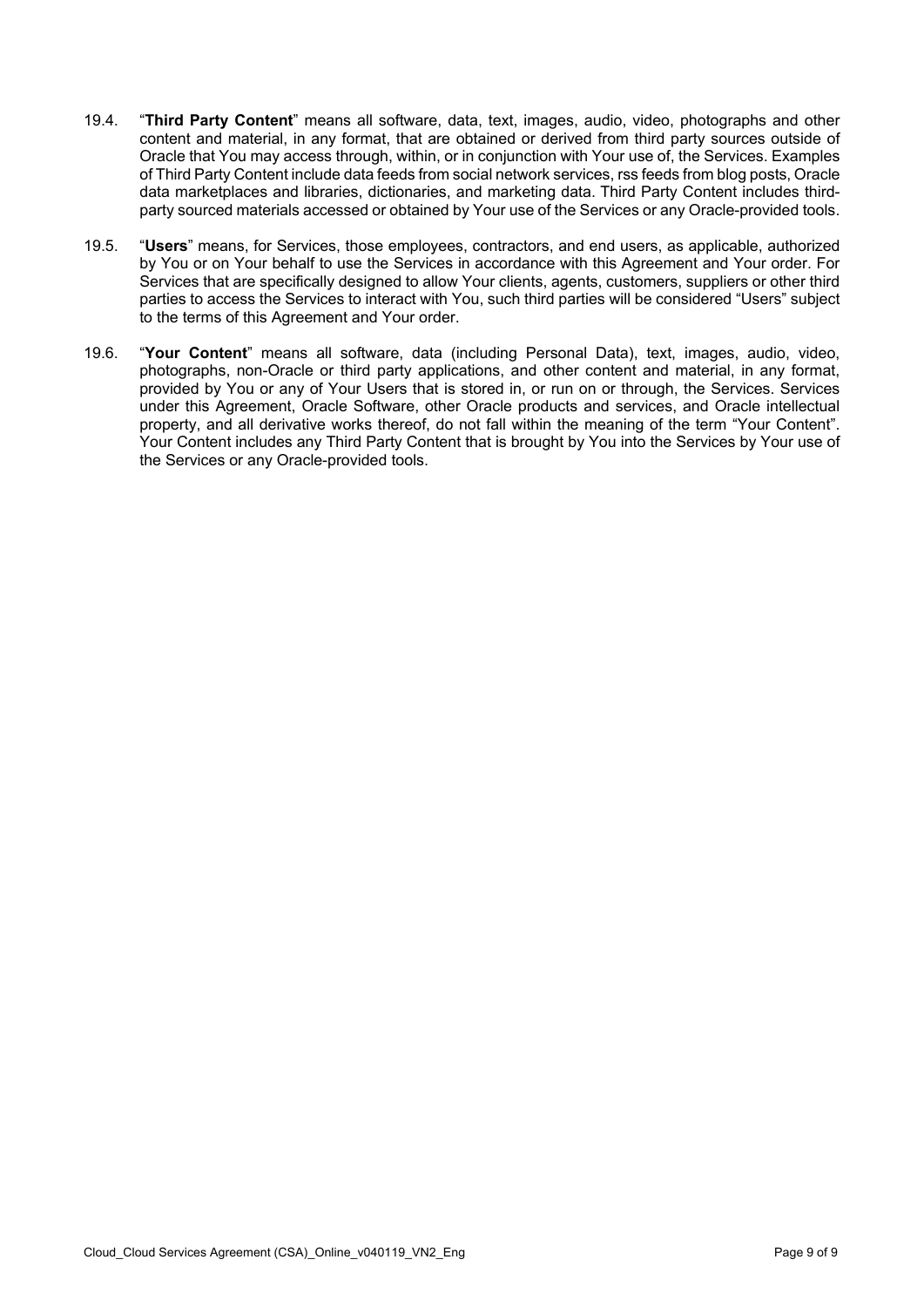19.4. "**Third Party Content**" means all software, data, text, images, audio, video, photographs and other content and material, in any format, that are obtained or derived from third party sources outside of Oracle that You may access through, within, or in conjunction with Your use of, the Services. Examples of Third Party Content include data feeds from social network services, rss feeds from blog posts, Oracle data marketplaces and libraries, dictionaries, and marketing data. Third Party Content includes third-party sourced materials accessed or obtained by Your use of the Services or any Oracle-provided tools.

19.5. "**Users**" means, for Services, those employees, contractors, and end users, as applicable, authorized by You or on Your behalf to use the Services in accordance with this Agreement and Your order. For Services that are specifically designed to allow Your clients, agents, customers, suppliers or other third parties to access the Services to interact with You, such third parties will be considered "Users" subject to the terms of this Agreement and Your order.

19.6. "**Your Content**" means all software, data (including Personal Data), text, images, audio, video, photographs, non-Oracle or third party applications, and other content and material, in any format, provided by You or any of Your Users that is stored in, or run on or through, the Services. Services under this Agreement, Oracle Software, other Oracle products and services, and Oracle intellectual property, and all derivative works thereof, do not fall within the meaning of the term "Your Content". Your Content includes any Third Party Content that is brought by You into the Services by Your use of the Services or any Oracle-provided tools.